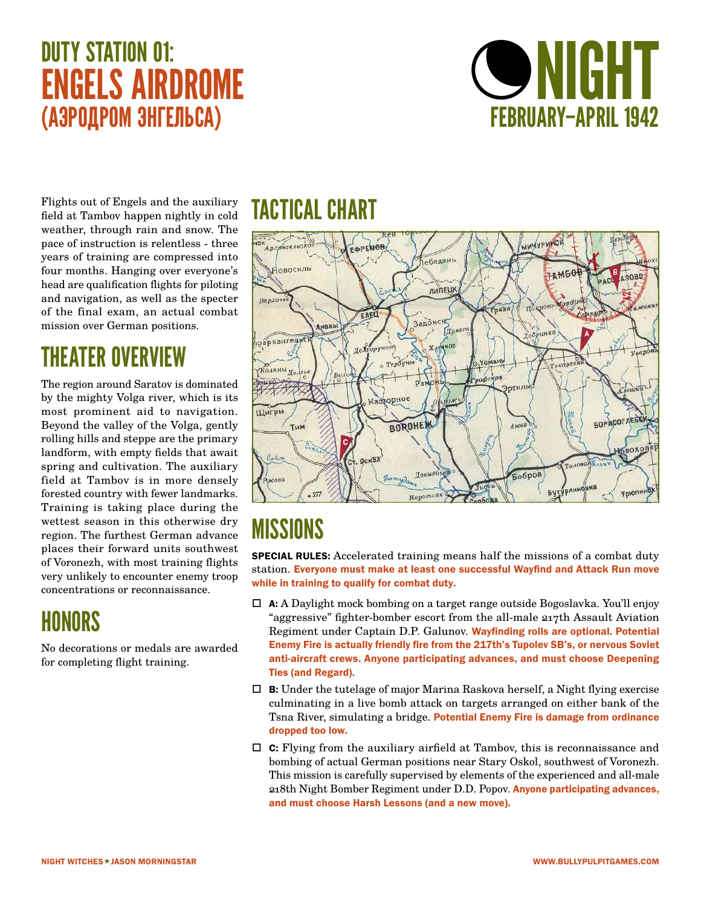# DUTY STATION 01: ENGELS AIRDROME (АЭРОДРОМ ЭНГЕЛЬСА)

# NIGHT

## FEBRUARY–APRIL 1942

Flights out of Engels and the auxiliary field at Tambov happen nightly in cold weather, through rain and snow. The pace of instruction is relentless - three years of training are compressed into four months. Hanging over everyone's head are qualification flights for piloting and navigation, as well as the specter of the final exam, an actual combat mission over German positions.

## THEATER OVERVIEW

The region around Saratov is dominated by the mighty Volga river, which is its most prominent aid to navigation. Beyond the valley of the Volga, gently rolling hills and steppe are the primary landform, with empty fields that await spring and cultivation. The auxiliary field at Tambov is in more densely forested country with fewer landmarks. Training is taking place during the wettest season in this otherwise dry region. The furthest German advance places their forward units southwest of Voronezh, with most training flights very unlikely to encounter enemy troop concentrations or reconnaissance.

## HONORS

No decorations or medals are awarded for completing flight training.

## TACTICAL CHART

## MISSIONS

**SPECIAL RULES:** Accelerated training means half the missions of a combat duty station. **Everyone must make at least one successful Wayfind and Attack Run move while in training to qualify for combat duty.**

- ☐ **A:** A Daylight mock bombing on a target range outside Bogoslavka. You'll enjoy "aggressive" fighter-bomber escort from the all-male 217th Assault Aviation Regiment under Captain D.P. Galunov. **Wayfinding rolls are optional. Potential Enemy Fire is actually friendly fire from the 217th's Tupolev SB's, or nervous Soviet anti-aircraft crews. Anyone participating advances, and must choose Deepening Ties (and Regard).**
- ☐ **B:** Under the tutelage of major Marina Raskova herself, a Night flying exercise culminating in a live bomb attack on targets arranged on either bank of the Tsna River, simulating a bridge. **Potential Enemy Fire is damage from ordinance dropped too low.**
- ☐ **C:** Flying from the auxiliary airfield at Tambov, this is reconnaissance and bombing of actual German positions near Stary Oskol, southwest of Voronezh. This mission is carefully supervised by elements of the experienced and all-male 218th Night Bomber Regiment under D.D. Popov. **Anyone participating advances, and must choose Harsh Lessons (and a new move).**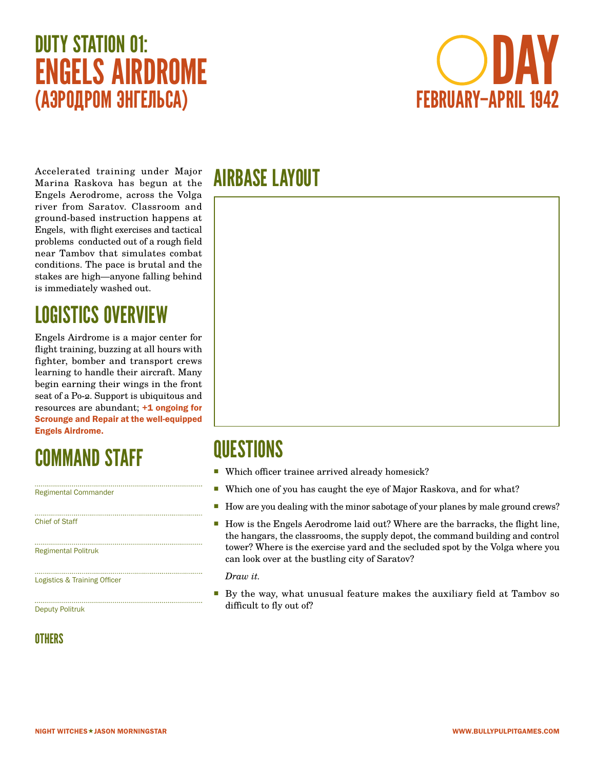# DUTY STATION 01:
# ENGELS AIRDROME
# (АЭРОДРОМ ЭНГЕЛЬСА)

## DAY
## FEBRUARY–APRIL 1942

Accelerated training under Major Marina Raskova has begun at the Engels Aerodrome, across the Volga river from Saratov. Classroom and ground-based instruction happens at Engels, with flight exercises and tactical problems conducted out of a rough field near Tambov that simulates combat conditions. The pace is brutal and the stakes are high—anyone falling behind is immediately washed out.

## LOGISTICS OVERVIEW

Engels Airdrome is a major center for flight training, buzzing at all hours with fighter, bomber and transport crews learning to handle their aircraft. Many begin earning their wings in the front seat of a Po-2. Support is ubiquitous and resources are abundant; **+1 ongoing for Scrounge and Repair at the well-equipped Engels Airdrome.**

## COMMAND STAFF

Regimental Commander

Chief of Staff

Regimental Politruk

Logistics & Training Officer

Deputy Politruk

### OTHERS

## AIRBASE LAYOUT

## QUESTIONS

- Which officer trainee arrived already homesick?
- Which one of you has caught the eye of Major Raskova, and for what?
- How are you dealing with the minor sabotage of your planes by male ground crews?
- How is the Engels Aerodrome laid out? Where are the barracks, the flight line, the hangars, the classrooms, the supply depot, the command building and control tower? Where is the exercise yard and the secluded spot by the Volga where you can look over at the bustling city of Saratov?

  *Draw it.*
- By the way, what unusual feature makes the auxiliary field at Tambov so difficult to fly out of?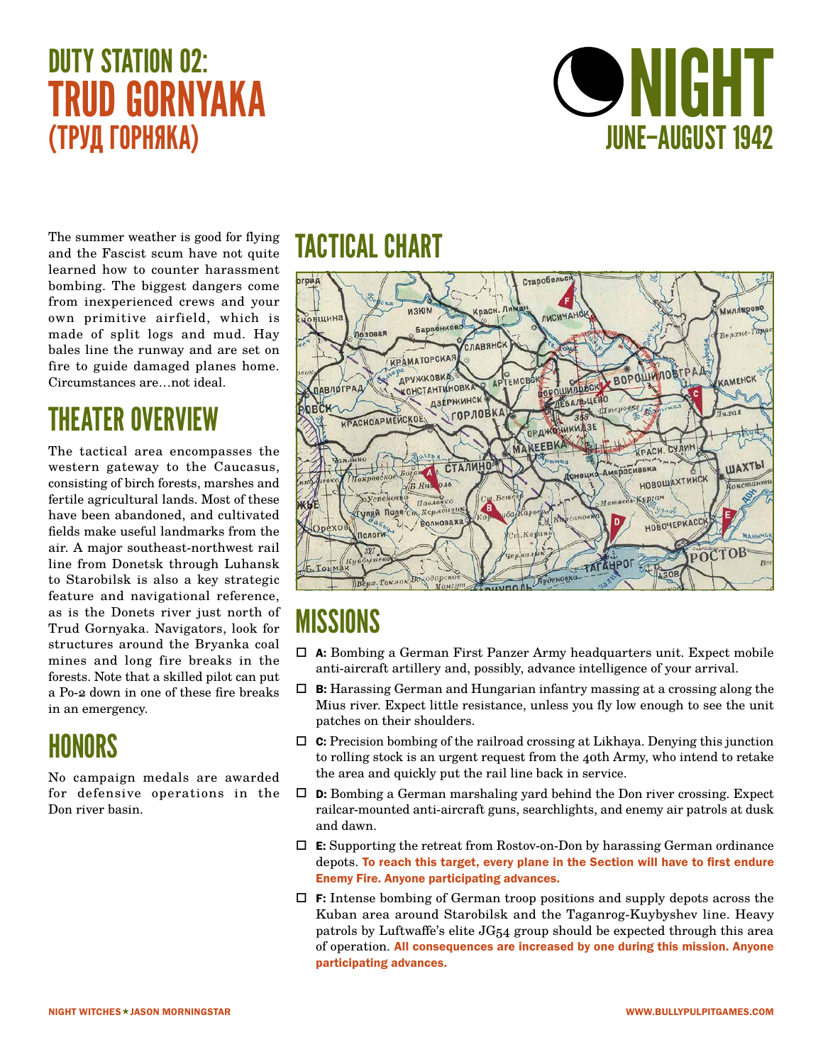# DUTY STATION 02: TRUD GORNYAKA (ТРУД ГОРНЯКА)

## NIGHT
JUNE–AUGUST 1942

The summer weather is good for flying and the Fascist scum have not quite learned how to counter harassment bombing. The biggest dangers come from inexperienced crews and your own primitive airfield, which is made of split logs and mud. Hay bales line the runway and are set on fire to guide damaged planes home. Circumstances are…not ideal.

## THEATER OVERVIEW

The tactical area encompasses the western gateway to the Caucasus, consisting of birch forests, marshes and fertile agricultural lands. Most of these have been abandoned, and cultivated fields make useful landmarks from the air. A major southeast-northwest rail line from Donetsk through Luhansk to Starobilsk is also a key strategic feature and navigational reference, as is the Donets river just north of Trud Gornyaka. Navigators, look for structures around the Bryanka coal mines and long fire breaks in the forests. Note that a skilled pilot can put a Po-2 down in one of these fire breaks in an emergency.

## HONORS

No campaign medals are awarded for defensive operations in the Don river basin.

## TACTICAL CHART

## MISSIONS

- ☐ **A:** Bombing a German First Panzer Army headquarters unit. Expect mobile anti-aircraft artillery and, possibly, advance intelligence of your arrival.
- ☐ **B:** Harassing German and Hungarian infantry massing at a crossing along the Mius river. Expect little resistance, unless you fly low enough to see the unit patches on their shoulders.
- ☐ **C:** Precision bombing of the railroad crossing at Likhaya. Denying this junction to rolling stock is an urgent request from the 40th Army, who intend to retake the area and quickly put the rail line back in service.
- ☐ **D:** Bombing a German marshaling yard behind the Don river crossing. Expect railcar-mounted anti-aircraft guns, searchlights, and enemy air patrols at dusk and dawn.
- ☐ **E:** Supporting the retreat from Rostov-on-Don by harassing German ordinance depots. **To reach this target, every plane in the Section will have to first endure Enemy Fire. Anyone participating advances.**
- ☐ **F:** Intense bombing of German troop positions and supply depots across the Kuban area around Starobilsk and the Taganrog-Kuybyshev line. Heavy patrols by Luftwaffe's elite JG54 group should be expected through this area of operation. **All consequences are increased by one during this mission. Anyone participating advances.**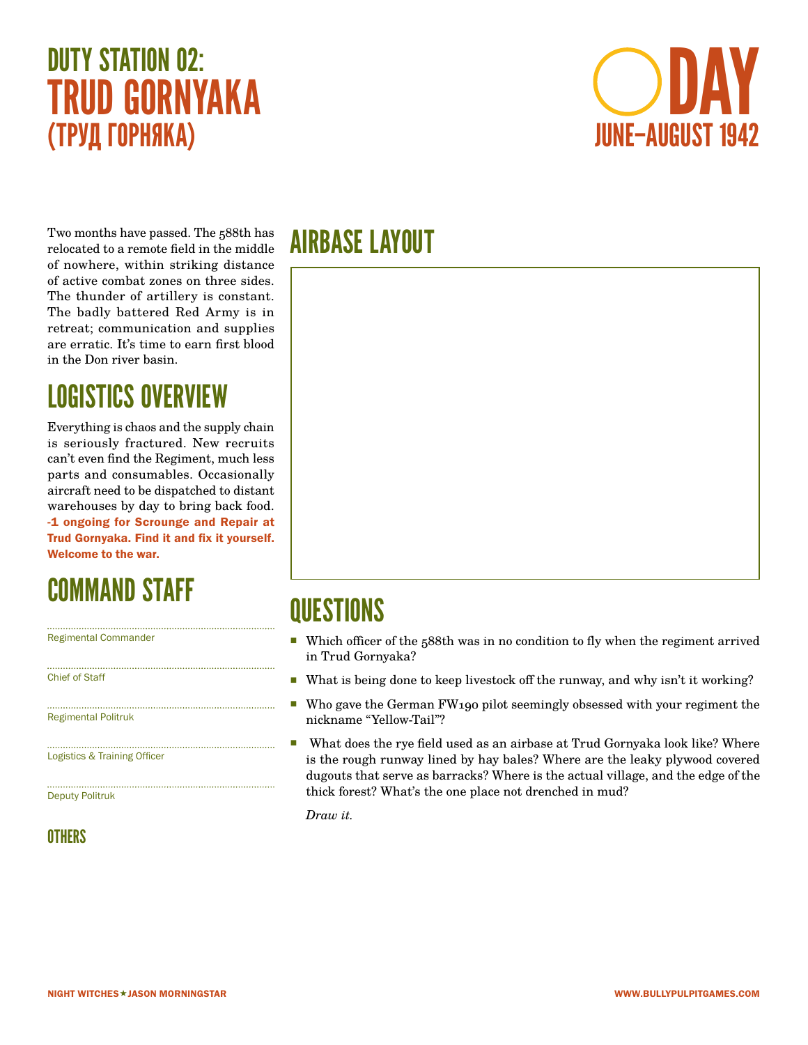# DUTY STATION 02:
# TRUD GORNYAKA
# (ТРУД ГОРНЯКА)

**DAY**
**JUNE–AUGUST 1942**

Two months have passed. The 588th has relocated to a remote field in the middle of nowhere, within striking distance of active combat zones on three sides. The thunder of artillery is constant. The badly battered Red Army is in retreat; communication and supplies are erratic. It's time to earn first blood in the Don river basin.

## LOGISTICS OVERVIEW

Everything is chaos and the supply chain is seriously fractured. New recruits can't even find the Regiment, much less parts and consumables. Occasionally aircraft need to be dispatched to distant warehouses by day to bring back food. **-1 ongoing for Scrounge and Repair at Trud Gornyaka. Find it and fix it yourself. Welcome to the war.**

## COMMAND STAFF

Regimental Commander

Chief of Staff

Regimental Politruk

Logistics & Training Officer

Deputy Politruk

### OTHERS

## AIRBASE LAYOUT

## QUESTIONS

- Which officer of the 588th was in no condition to fly when the regiment arrived in Trud Gornyaka?
- What is being done to keep livestock off the runway, and why isn't it working?
- Who gave the German FW190 pilot seemingly obsessed with your regiment the nickname "Yellow-Tail"?
- What does the rye field used as an airbase at Trud Gornyaka look like? Where is the rough runway lined by hay bales? Where are the leaky plywood covered dugouts that serve as barracks? Where is the actual village, and the edge of the thick forest? What's the one place not drenched in mud?

  *Draw it.*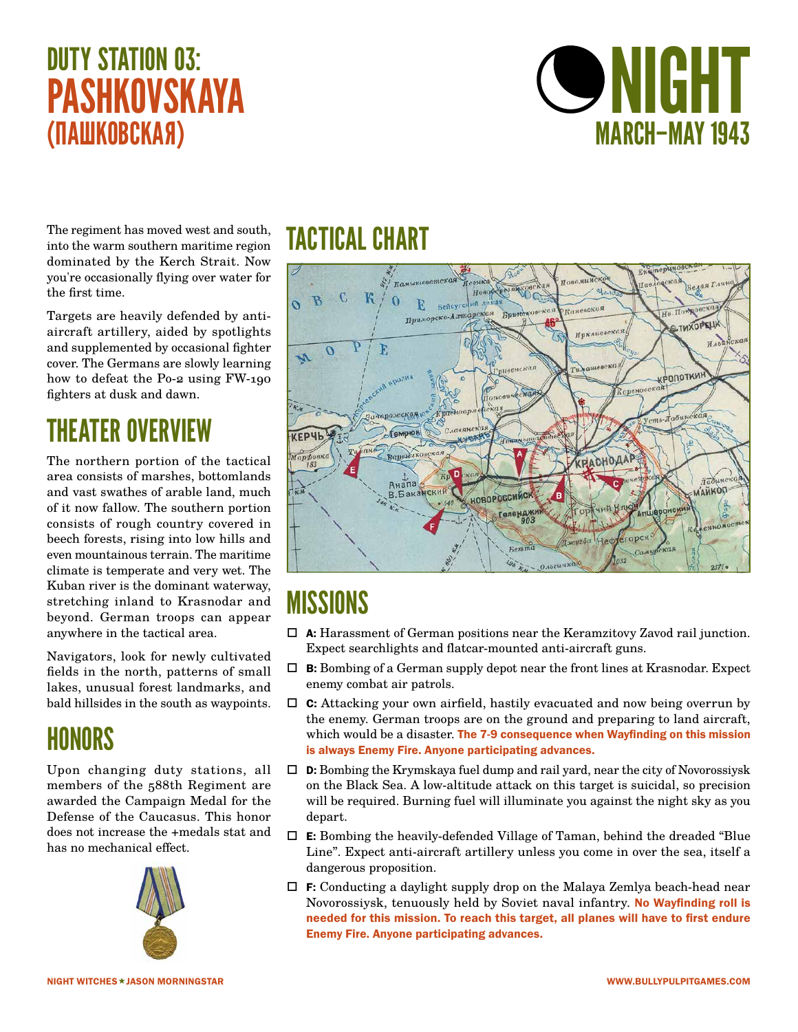# DUTY STATION 03: PASHKOVSKAYA (ПАШКОВСКАЯ)

# NIGHT

## MARCH–MAY 1943

The regiment has moved west and south, into the warm southern maritime region dominated by the Kerch Strait. Now you're occasionally flying over water for the first time.

Targets are heavily defended by anti-aircraft artillery, aided by spotlights and supplemented by occasional fighter cover. The Germans are slowly learning how to defeat the Po-2 using FW-190 fighters at dusk and dawn.

## THEATER OVERVIEW

The northern portion of the tactical area consists of marshes, bottomlands and vast swathes of arable land, much of it now fallow. The southern portion consists of rough country covered in beech forests, rising into low hills and even mountainous terrain. The maritime climate is temperate and very wet. The Kuban river is the dominant waterway, stretching inland to Krasnodar and beyond. German troops can appear anywhere in the tactical area.

Navigators, look for newly cultivated fields in the north, patterns of small lakes, unusual forest landmarks, and bald hillsides in the south as waypoints.

## HONORS

Upon changing duty stations, all members of the 588th Regiment are awarded the Campaign Medal for the Defense of the Caucasus. This honor does not increase the +medals stat and has no mechanical effect.

## TACTICAL CHART

## MISSIONS

- ☐ **A:** Harassment of German positions near the Keramzitovy Zavod rail junction. Expect searchlights and flatcar-mounted anti-aircraft guns.
- ☐ **B:** Bombing of a German supply depot near the front lines at Krasnodar. Expect enemy combat air patrols.
- ☐ **C:** Attacking your own airfield, hastily evacuated and now being overrun by the enemy. German troops are on the ground and preparing to land aircraft, which would be a disaster. **The 7-9 consequence when Wayfinding on this mission is always Enemy Fire. Anyone participating advances.**
- ☐ **D:** Bombing the Krymskaya fuel dump and rail yard, near the city of Novorossiysk on the Black Sea. A low-altitude attack on this target is suicidal, so precision will be required. Burning fuel will illuminate you against the night sky as you depart.
- ☐ **E:** Bombing the heavily-defended Village of Taman, behind the dreaded "Blue Line". Expect anti-aircraft artillery unless you come in over the sea, itself a dangerous proposition.
- ☐ **F:** Conducting a daylight supply drop on the Malaya Zemlya beach-head near Novorossiysk, tenuously held by Soviet naval infantry. **No Wayfinding roll is needed for this mission. To reach this target, all planes will have to first endure Enemy Fire. Anyone participating advances.**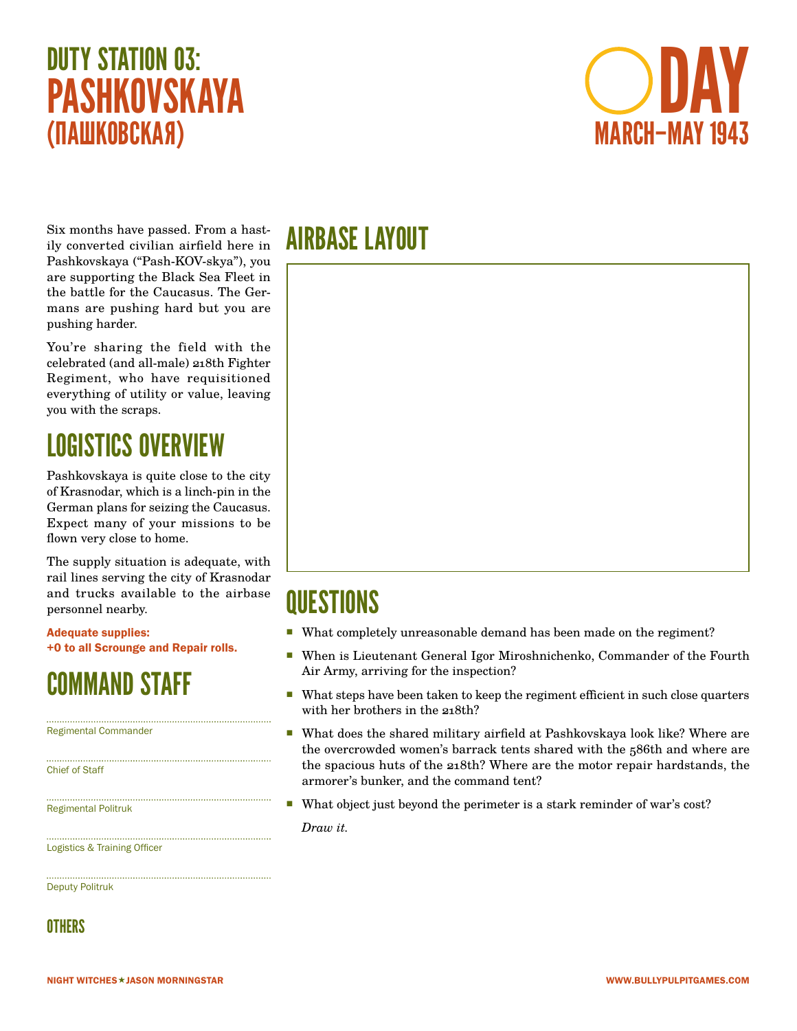# DUTY STATION 03: PASHKOVSKAYA (ПАШКОВСКАЯ)

**DAY**
**MARCH–MAY 1943**

Six months have passed. From a hastily converted civilian airfield here in Pashkovskaya ("Pash-KOV-skya"), you are supporting the Black Sea Fleet in the battle for the Caucasus. The Germans are pushing hard but you are pushing harder.

You're sharing the field with the celebrated (and all-male) 218th Fighter Regiment, who have requisitioned everything of utility or value, leaving you with the scraps.

## LOGISTICS OVERVIEW

Pashkovskaya is quite close to the city of Krasnodar, which is a linch-pin in the German plans for seizing the Caucasus. Expect many of your missions to be flown very close to home.

The supply situation is adequate, with rail lines serving the city of Krasnodar and trucks available to the airbase personnel nearby.

**Adequate supplies:**
**+0 to all Scrounge and Repair rolls.**

## COMMAND STAFF

Regimental Commander

Chief of Staff

Regimental Politruk

Logistics & Training Officer

Deputy Politruk

### OTHERS

## AIRBASE LAYOUT

## QUESTIONS

- What completely unreasonable demand has been made on the regiment?
- When is Lieutenant General Igor Miroshnichenko, Commander of the Fourth Air Army, arriving for the inspection?
- What steps have been taken to keep the regiment efficient in such close quarters with her brothers in the 218th?
- What does the shared military airfield at Pashkovskaya look like? Where are the overcrowded women's barrack tents shared with the 586th and where are the spacious huts of the 218th? Where are the motor repair hardstands, the armorer's bunker, and the command tent?
- What object just beyond the perimeter is a stark reminder of war's cost?

  *Draw it.*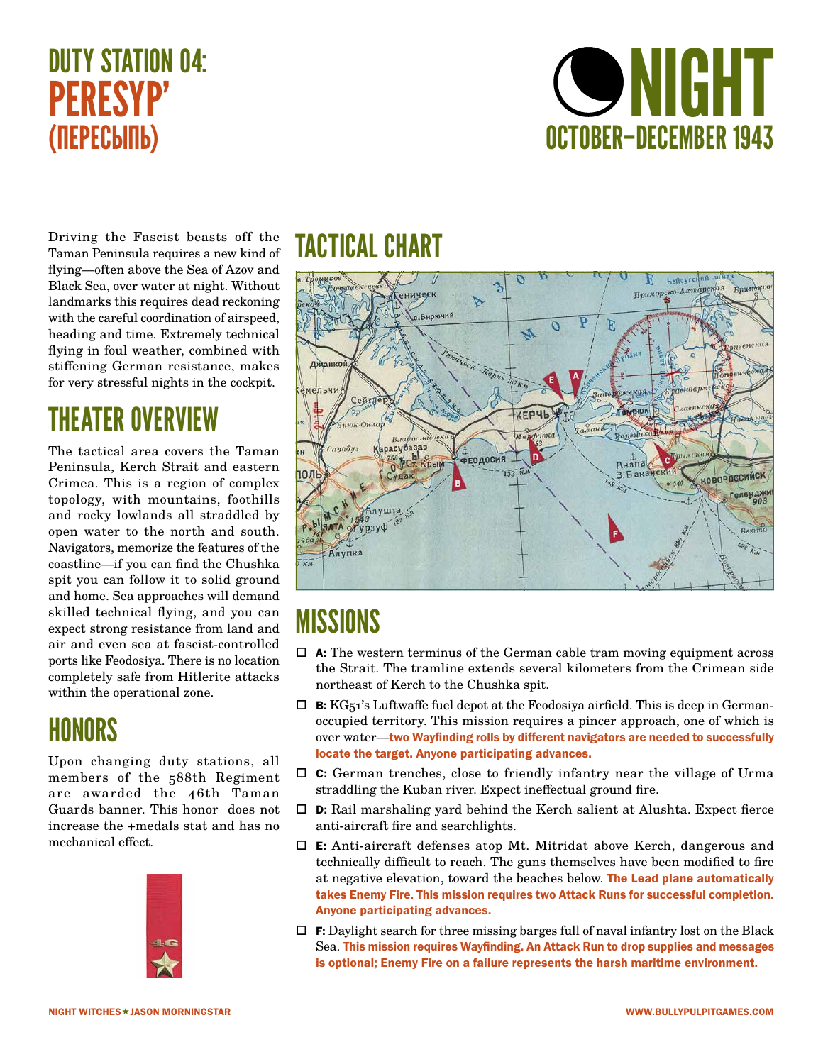# DUTY STATION 04: PERESYP' (ПЕРЕСЫПЬ)

# NIGHT
## OCTOBER–DECEMBER 1943

Driving the Fascist beasts off the Taman Peninsula requires a new kind of flying—often above the Sea of Azov and Black Sea, over water at night. Without landmarks this requires dead reckoning with the careful coordination of airspeed, heading and time. Extremely technical flying in foul weather, combined with stiffening German resistance, makes for very stressful nights in the cockpit.

## THEATER OVERVIEW

The tactical area covers the Taman Peninsula, Kerch Strait and eastern Crimea. This is a region of complex topology, with mountains, foothills and rocky lowlands all straddled by open water to the north and south. Navigators, memorize the features of the coastline—if you can find the Chushka spit you can follow it to solid ground and home. Sea approaches will demand skilled technical flying, and you can expect strong resistance from land and air and even sea at fascist-controlled ports like Feodosiya. There is no location completely safe from Hitlerite attacks within the operational zone.

## HONORS

Upon changing duty stations, all members of the 588th Regiment are awarded the 46th Taman Guards banner. This honor does not increase the +medals stat and has no mechanical effect.

## TACTICAL CHART

## MISSIONS

- ☐ **A:** The western terminus of the German cable tram moving equipment across the Strait. The tramline extends several kilometers from the Crimean side northeast of Kerch to the Chushka spit.
- ☐ **B:** KG51's Luftwaffe fuel depot at the Feodosiya airfield. This is deep in German-occupied territory. This mission requires a pincer approach, one of which is over water—**two Wayfinding rolls by different navigators are needed to successfully locate the target. Anyone participating advances.**
- ☐ **C:** German trenches, close to friendly infantry near the village of Urma straddling the Kuban river. Expect ineffectual ground fire.
- ☐ **D:** Rail marshaling yard behind the Kerch salient at Alushta. Expect fierce anti-aircraft fire and searchlights.
- ☐ **E:** Anti-aircraft defenses atop Mt. Mitridat above Kerch, dangerous and technically difficult to reach. The guns themselves have been modified to fire at negative elevation, toward the beaches below. **The Lead plane automatically takes Enemy Fire. This mission requires two Attack Runs for successful completion. Anyone participating advances.**
- ☐ **F:** Daylight search for three missing barges full of naval infantry lost on the Black Sea. **This mission requires Wayfinding. An Attack Run to drop supplies and messages is optional; Enemy Fire on a failure represents the harsh maritime environment.**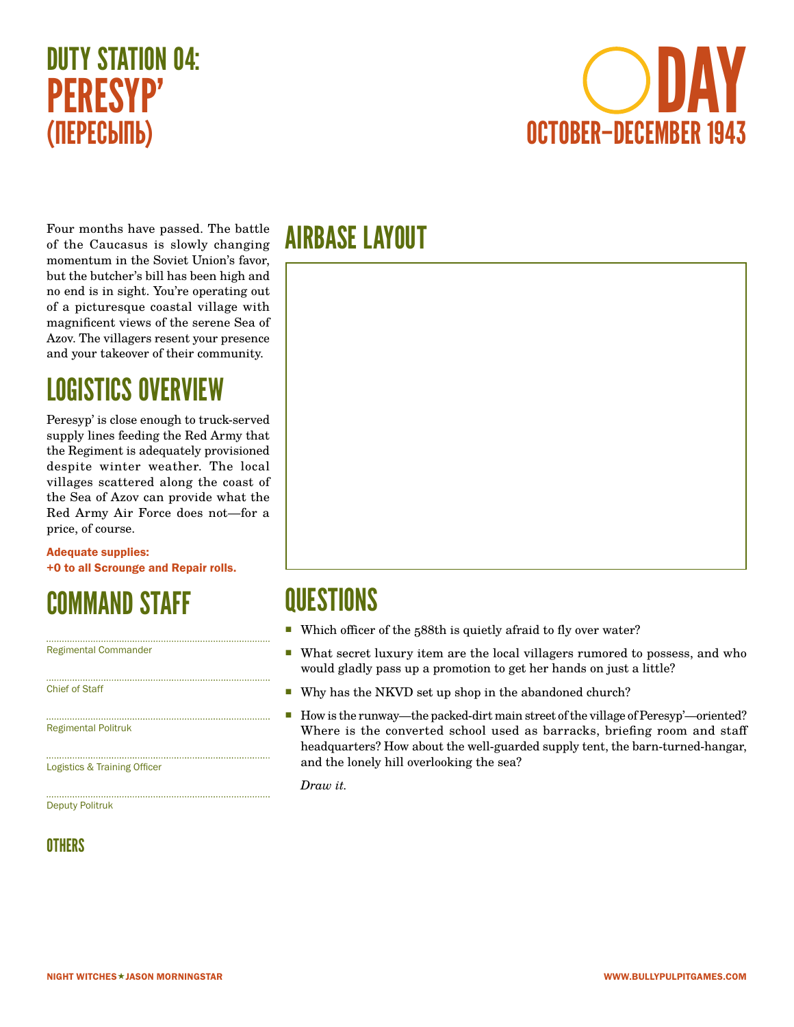# DUTY STATION 04: PERESYP' (ПЕРЕСЫПЬ)

# DAY

## OCTOBER–DECEMBER 1943

Four months have passed. The battle of the Caucasus is slowly changing momentum in the Soviet Union's favor, but the butcher's bill has been high and no end is in sight. You're operating out of a picturesque coastal village with magnificent views of the serene Sea of Azov. The villagers resent your presence and your takeover of their community.

## LOGISTICS OVERVIEW

Peresyp' is close enough to truck-served supply lines feeding the Red Army that the Regiment is adequately provisioned despite winter weather. The local villages scattered along the coast of the Sea of Azov can provide what the Red Army Air Force does not—for a price, of course.

**Adequate supplies:**
**+0 to all Scrounge and Repair rolls.**

## COMMAND STAFF

Regimental Commander

Chief of Staff

Regimental Politruk

Logistics & Training Officer

Deputy Politruk

### OTHERS

## AIRBASE LAYOUT

## QUESTIONS

- Which officer of the 588th is quietly afraid to fly over water?
- What secret luxury item are the local villagers rumored to possess, and who would gladly pass up a promotion to get her hands on just a little?
- Why has the NKVD set up shop in the abandoned church?
- How is the runway—the packed-dirt main street of the village of Peresyp'—oriented? Where is the converted school used as barracks, briefing room and staff headquarters? How about the well-guarded supply tent, the barn-turned-hangar, and the lonely hill overlooking the sea?

  *Draw it.*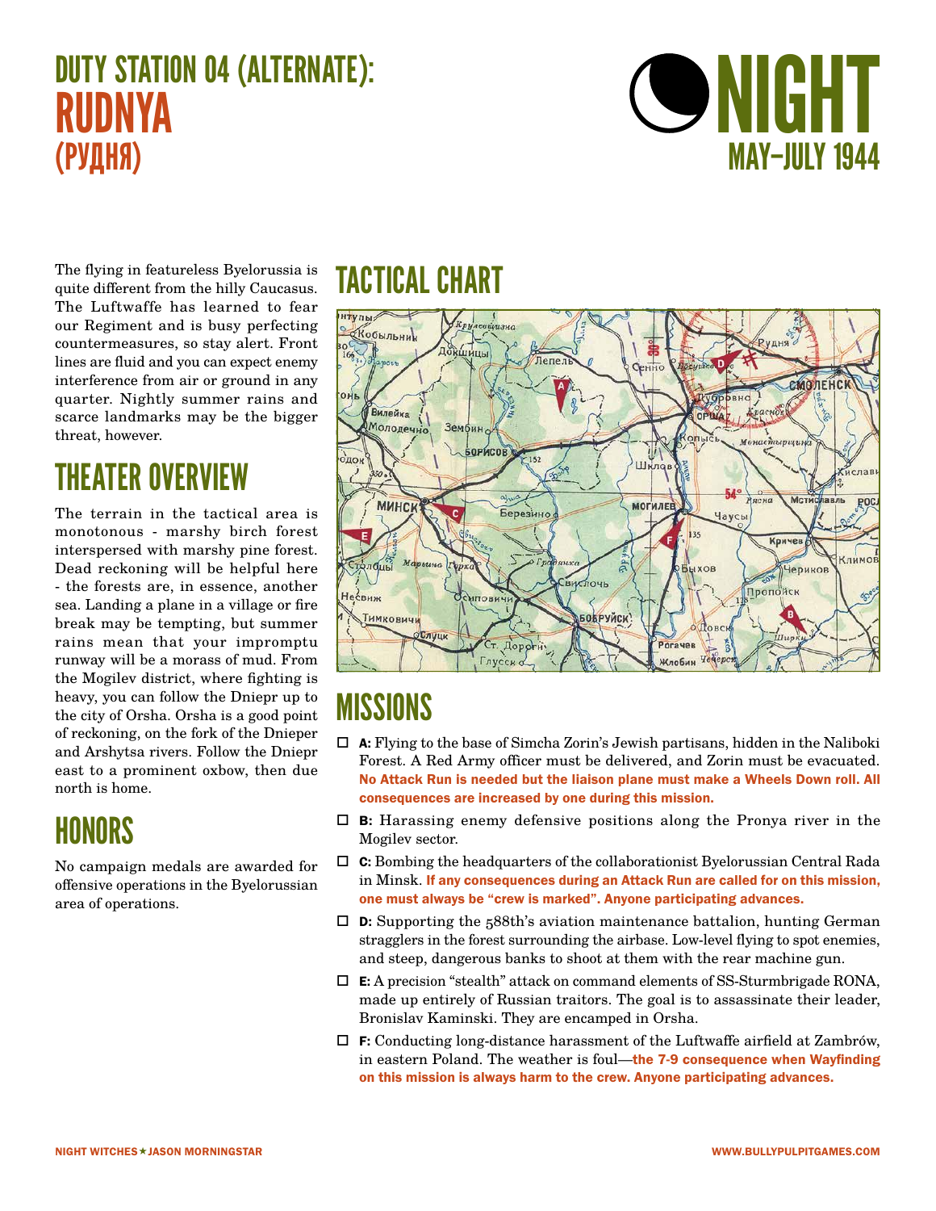# DUTY STATION 04 (ALTERNATE): RUDNYA (РУДНЯ)

## NIGHT MAY–JULY 1944

The flying in featureless Byelorussia is quite different from the hilly Caucasus. The Luftwaffe has learned to fear our Regiment and is busy perfecting countermeasures, so stay alert. Front lines are fluid and you can expect enemy interference from air or ground in any quarter. Nightly summer rains and scarce landmarks may be the bigger threat, however.

## THEATER OVERVIEW

The terrain in the tactical area is monotonous - marshy birch forest interspersed with marshy pine forest. Dead reckoning will be helpful here - the forests are, in essence, another sea. Landing a plane in a village or fire break may be tempting, but summer rains mean that your impromptu runway will be a morass of mud. From the Mogilev district, where fighting is heavy, you can follow the Dniepr up to the city of Orsha. Orsha is a good point of reckoning, on the fork of the Dnieper and Arshytsa rivers. Follow the Dniepr east to a prominent oxbow, then due north is home.

## HONORS

No campaign medals are awarded for offensive operations in the Byelorussian area of operations.

## TACTICAL CHART

## MISSIONS

- ☐ **A:** Flying to the base of Simcha Zorin's Jewish partisans, hidden in the Naliboki Forest. A Red Army officer must be delivered, and Zorin must be evacuated. **No Attack Run is needed but the liaison plane must make a Wheels Down roll. All consequences are increased by one during this mission.**
- ☐ **B:** Harassing enemy defensive positions along the Pronya river in the Mogilev sector.
- ☐ **C:** Bombing the headquarters of the collaborationist Byelorussian Central Rada in Minsk. **If any consequences during an Attack Run are called for on this mission, one must always be "crew is marked". Anyone participating advances.**
- ☐ **D:** Supporting the 588th's aviation maintenance battalion, hunting German stragglers in the forest surrounding the airbase. Low-level flying to spot enemies, and steep, dangerous banks to shoot at them with the rear machine gun.
- ☐ **E:** A precision "stealth" attack on command elements of SS-Sturmbrigade RONA, made up entirely of Russian traitors. The goal is to assassinate their leader, Bronislav Kaminski. They are encamped in Orsha.
- ☐ **F:** Conducting long-distance harassment of the Luftwaffe airfield at Zambrów, in eastern Poland. The weather is foul—**the 7-9 consequence when Wayfinding on this mission is always harm to the crew. Anyone participating advances.**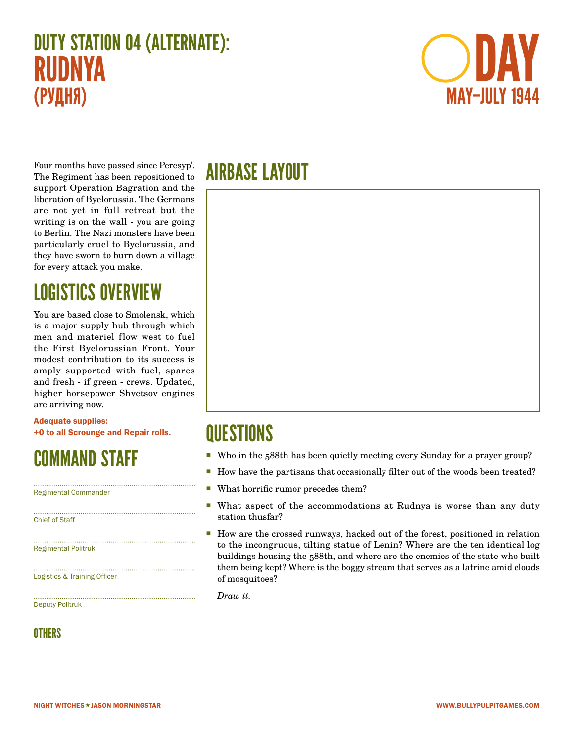# DUTY STATION 04 (ALTERNATE): RUDNYA
## (РУДНЯ)

**DAY**
**MAY–JULY 1944**

Four months have passed since Peresyp'. The Regiment has been repositioned to support Operation Bagration and the liberation of Byelorussia. The Germans are not yet in full retreat but the writing is on the wall - you are going to Berlin. The Nazi monsters have been particularly cruel to Byelorussia, and they have sworn to burn down a village for every attack you make.

## LOGISTICS OVERVIEW

You are based close to Smolensk, which is a major supply hub through which men and materiel flow west to fuel the First Byelorussian Front. Your modest contribution to its success is amply supported with fuel, spares and fresh - if green - crews. Updated, higher horsepower Shvetsov engines are arriving now.

**Adequate supplies:**
**+0 to all Scrounge and Repair rolls.**

## COMMAND STAFF

..........................................................................
Regimental Commander

..........................................................................
Chief of Staff

..........................................................................
Regimental Politruk

..........................................................................
Logistics & Training Officer

..........................................................................
Deputy Politruk

### OTHERS

## AIRBASE LAYOUT

## QUESTIONS

- Who in the 588th has been quietly meeting every Sunday for a prayer group?
- How have the partisans that occasionally filter out of the woods been treated?
- What horrific rumor precedes them?
- What aspect of the accommodations at Rudnya is worse than any duty station thusfar?
- How are the crossed runways, hacked out of the forest, positioned in relation to the incongruous, tilting statue of Lenin? Where are the ten identical log buildings housing the 588th, and where are the enemies of the state who built them being kept? Where is the boggy stream that serves as a latrine amid clouds of mosquitoes?

  *Draw it.*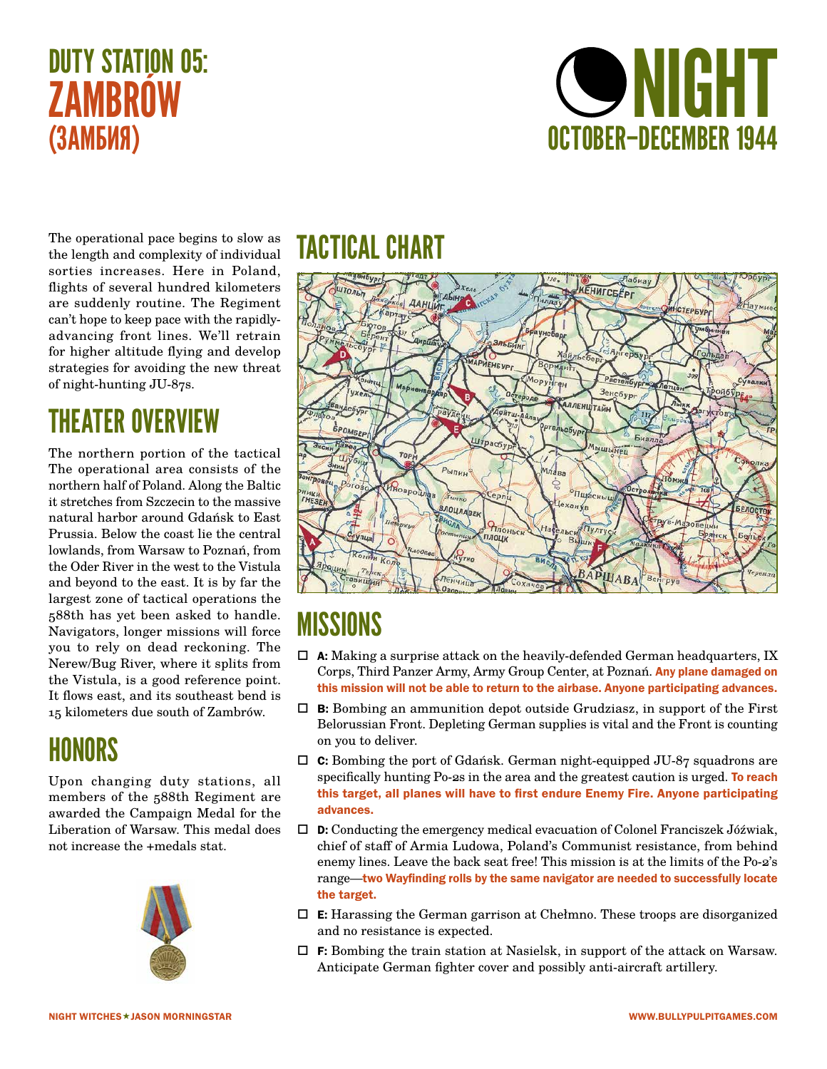# DUTY STATION 05: ZAMBRÓW (ЗАМБИЯ)

# NIGHT

## OCTOBER–DECEMBER 1944

The operational pace begins to slow as the length and complexity of individual sorties increases. Here in Poland, flights of several hundred kilometers are suddenly routine. The Regiment can't hope to keep pace with the rapidly-advancing front lines. We'll retrain for higher altitude flying and develop strategies for avoiding the new threat of night-hunting JU-87s.

## THEATER OVERVIEW

The northern portion of the tactical The operational area consists of the northern half of Poland. Along the Baltic it stretches from Szczecin to the massive natural harbor around Gdańsk to East Prussia. Below the coast lie the central lowlands, from Warsaw to Poznań, from the Oder River in the west to the Vistula and beyond to the east. It is by far the largest zone of tactical operations the 588th has yet been asked to handle. Navigators, longer missions will force you to rely on dead reckoning. The Nerew/Bug River, where it splits from the Vistula, is a good reference point. It flows east, and its southeast bend is 15 kilometers due south of Zambrów.

## HONORS

Upon changing duty stations, all members of the 588th Regiment are awarded the Campaign Medal for the Liberation of Warsaw. This medal does not increase the +medals stat.

## TACTICAL CHART

## MISSIONS

- ☐ **A:** Making a surprise attack on the heavily-defended German headquarters, IX Corps, Third Panzer Army, Army Group Center, at Poznań. **Any plane damaged on this mission will not be able to return to the airbase. Anyone participating advances.**
- ☐ **B:** Bombing an ammunition depot outside Grudziasz, in support of the First Belorussian Front. Depleting German supplies is vital and the Front is counting on you to deliver.
- ☐ **C:** Bombing the port of Gdańsk. German night-equipped JU-87 squadrons are specifically hunting Po-2s in the area and the greatest caution is urged. **To reach this target, all planes will have to first endure Enemy Fire. Anyone participating advances.**
- ☐ **D:** Conducting the emergency medical evacuation of Colonel Franciszek Jóźwiak, chief of staff of Armia Ludowa, Poland's Communist resistance, from behind enemy lines. Leave the back seat free! This mission is at the limits of the Po-2's range—**two Wayfinding rolls by the same navigator are needed to successfully locate the target.**
- ☐ **E:** Harassing the German garrison at Chełmno. These troops are disorganized and no resistance is expected.
- ☐ **F:** Bombing the train station at Nasielsk, in support of the attack on Warsaw. Anticipate German fighter cover and possibly anti-aircraft artillery.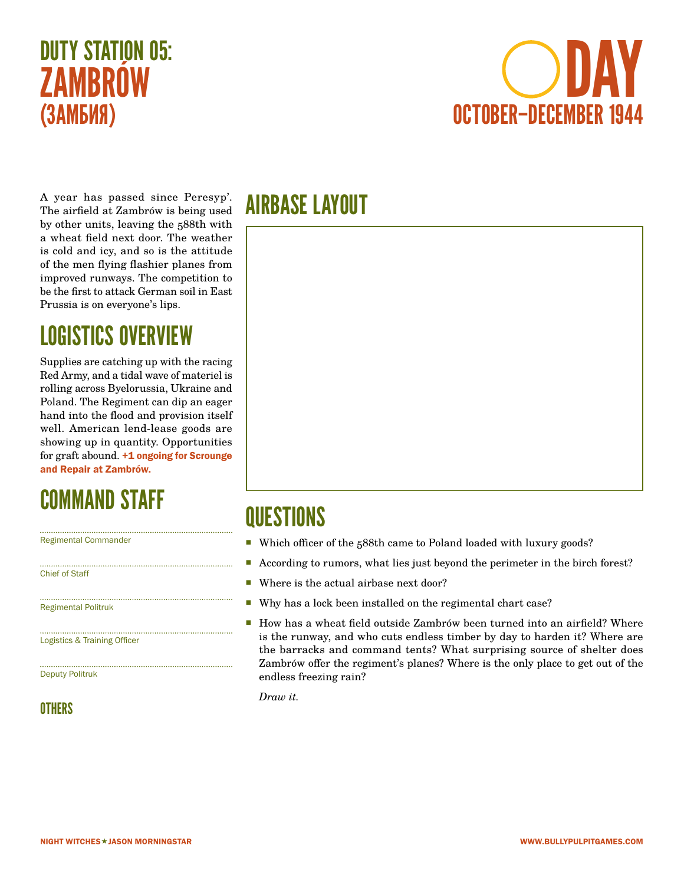# DUTY STATION 05: ZAMBRÓW (ЗАМБИЯ)

# DAY
## OCTOBER–DECEMBER 1944

A year has passed since Peresyp'. The airfield at Zambrów is being used by other units, leaving the 588th with a wheat field next door. The weather is cold and icy, and so is the attitude of the men flying flashier planes from improved runways. The competition to be the first to attack German soil in East Prussia is on everyone's lips.

## LOGISTICS OVERVIEW

Supplies are catching up with the racing Red Army, and a tidal wave of materiel is rolling across Byelorussia, Ukraine and Poland. The Regiment can dip an eager hand into the flood and provision itself well. American lend-lease goods are showing up in quantity. Opportunities for graft abound. **+1 ongoing for Scrounge and Repair at Zambrów.**

## COMMAND STAFF

Regimental Commander

Chief of Staff

Regimental Politruk

Logistics & Training Officer

Deputy Politruk

### OTHERS

## AIRBASE LAYOUT

## QUESTIONS

- Which officer of the 588th came to Poland loaded with luxury goods?
- According to rumors, what lies just beyond the perimeter in the birch forest?
- Where is the actual airbase next door?
- Why has a lock been installed on the regimental chart case?
- How has a wheat field outside Zambrów been turned into an airfield? Where is the runway, and who cuts endless timber by day to harden it? Where are the barracks and command tents? What surprising source of shelter does Zambrów offer the regiment's planes? Where is the only place to get out of the endless freezing rain?

*Draw it.*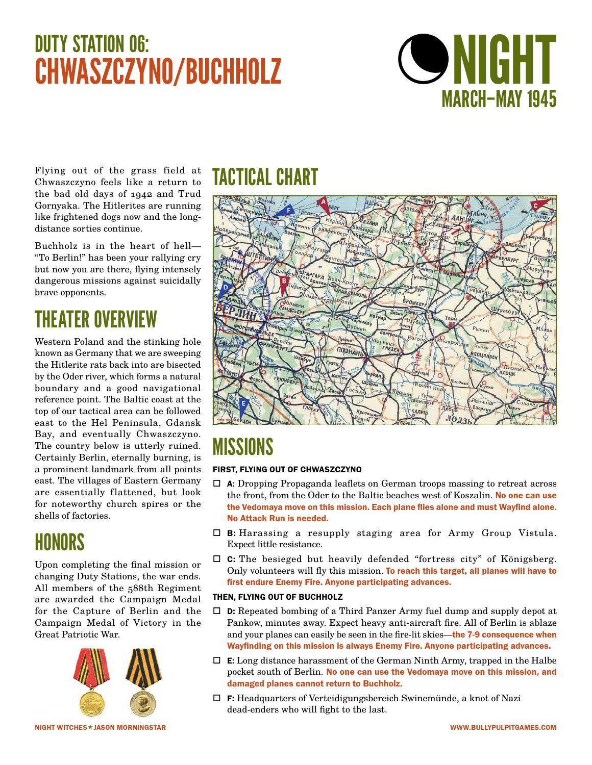# DUTY STATION 06: CHWASZCZYNO/BUCHHOLZ

## NIGHT
### MARCH–MAY 1945

Flying out of the grass field at Chwaszczyno feels like a return to the bad old days of 1942 and Trud Gornyaka. The Hitlerites are running like frightened dogs now and the long-distance sorties continue.

Buchholz is in the heart of hell—"To Berlin!" has been your rallying cry but now you are there, flying intensely dangerous missions against suicidally brave opponents.

## THEATER OVERVIEW

Western Poland and the stinking hole known as Germany that we are sweeping the Hitlerite rats back into are bisected by the Oder river, which forms a natural boundary and a good navigational reference point. The Baltic coast at the top of our tactical area can be followed east to the Hel Peninsula, Gdansk Bay, and eventually Chwaszczyno. The country below is utterly ruined. Certainly Berlin, eternally burning, is a prominent landmark from all points east. The villages of Eastern Germany are essentially flattened, but look for noteworthy church spires or the shells of factories.

## HONORS

Upon completing the final mission or changing Duty Stations, the war ends. All members of the 588th Regiment are awarded the Campaign Medal for the Capture of Berlin and the Campaign Medal of Victory in the Great Patriotic War.

## TACTICAL CHART

## MISSIONS

#### FIRST, FLYING OUT OF CHWASZCZYNO

- ☐ **A:** Dropping Propaganda leaflets on German troops massing to retreat across the front, from the Oder to the Baltic beaches west of Koszalin. **No one can use the Vedomaya move on this mission. Each plane flies alone and must Wayfind alone. No Attack Run is needed.**
- ☐ **B:** Harassing a resupply staging area for Army Group Vistula. Expect little resistance.
- ☐ **C:** The besieged but heavily defended "fortress city" of Königsberg. Only volunteers will fly this mission. **To reach this target, all planes will have to first endure Enemy Fire. Anyone participating advances.**

#### THEN, FLYING OUT OF BUCHHOLZ

- ☐ **D:** Repeated bombing of a Third Panzer Army fuel dump and supply depot at Pankow, minutes away. Expect heavy anti-aircraft fire. All of Berlin is ablaze and your planes can easily be seen in the fire-lit skies—**the 7-9 consequence when Wayfinding on this mission is always Enemy Fire. Anyone participating advances.**
- ☐ **E:** Long distance harassment of the German Ninth Army, trapped in the Halbe pocket south of Berlin. **No one can use the Vedomaya move on this mission, and damaged planes cannot return to Buchholz.**
- ☐ **F:** Headquarters of Verteidigungsbereich Swinemünde, a knot of Nazi dead-enders who will fight to the last.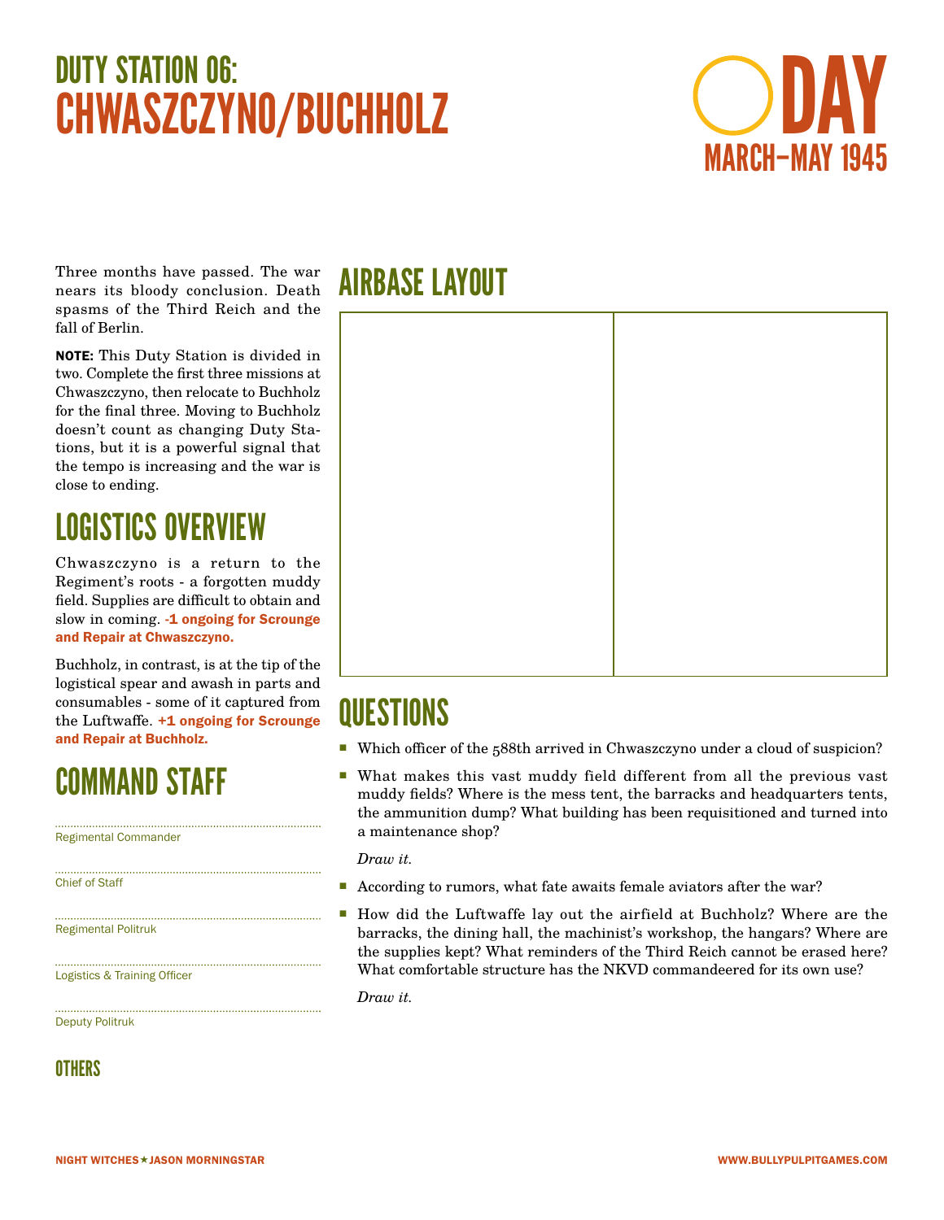# DUTY STATION 06: CHWASZCZYNO/BUCHHOLZ

DAY
MARCH–MAY 1945

Three months have passed. The war nears its bloody conclusion. Death spasms of the Third Reich and the fall of Berlin.

**NOTE:** This Duty Station is divided in two. Complete the first three missions at Chwaszczyno, then relocate to Buchholz for the final three. Moving to Buchholz doesn't count as changing Duty Stations, but it is a powerful signal that the tempo is increasing and the war is close to ending.

## LOGISTICS OVERVIEW

Chwaszczyno is a return to the Regiment's roots - a forgotten muddy field. Supplies are difficult to obtain and slow in coming. **-1 ongoing for Scrounge and Repair at Chwaszczyno.**

Buchholz, in contrast, is at the tip of the logistical spear and awash in parts and consumables - some of it captured from the Luftwaffe. **+1 ongoing for Scrounge and Repair at Buchholz.**

## COMMAND STAFF

Regimental Commander

Chief of Staff

Regimental Politruk

Logistics & Training Officer

Deputy Politruk

### OTHERS

## AIRBASE LAYOUT

## QUESTIONS

- Which officer of the 588th arrived in Chwaszczyno under a cloud of suspicion?
- What makes this vast muddy field different from all the previous vast muddy fields? Where is the mess tent, the barracks and headquarters tents, the ammunition dump? What building has been requisitioned and turned into a maintenance shop?

  *Draw it.*
- According to rumors, what fate awaits female aviators after the war?
- How did the Luftwaffe lay out the airfield at Buchholz? Where are the barracks, the dining hall, the machinist's workshop, the hangars? Where are the supplies kept? What reminders of the Third Reich cannot be erased here? What comfortable structure has the NKVD commandeered for its own use?

  *Draw it.*